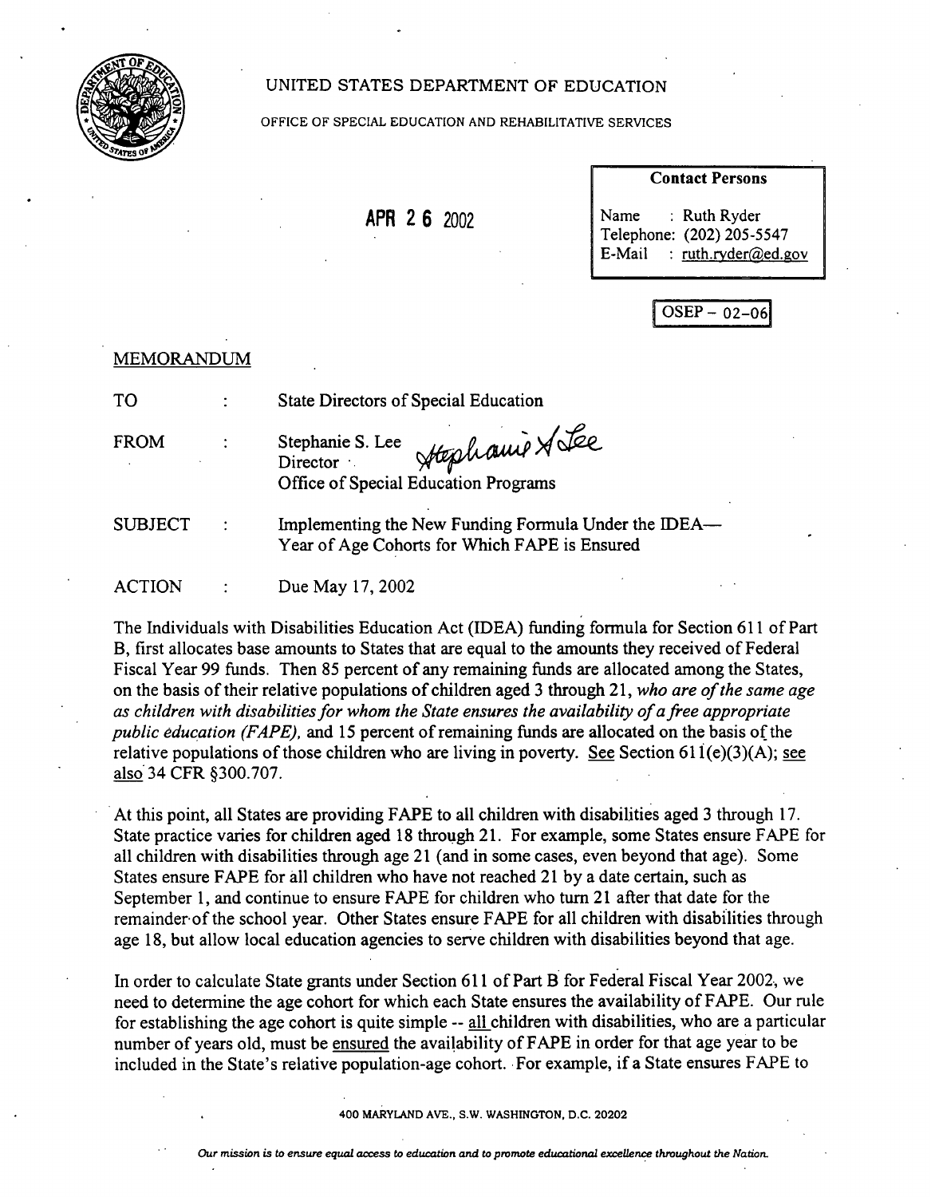UNITED STATES DEPARTMENT OF EDUCATION

OFFICE OF SPECIAL EDUCATION AND REHABILITATIVE SERVICES

**APR 26 2002**

| Contact Persons | |
|---|---|
| Name | : Ruth Ryder |
| Telephone: | (202) 205-5547 |
| E-Mail | : ruth.ryder@ed.gov |

OSEP – 02-06

MEMORANDUM

TO : State Directors of Special Education

FROM : Stephanie S. Lee
Director
Office of Special Education Programs

SUBJECT : Implementing the New Funding Formula Under the IDEA—
Year of Age Cohorts for Which FAPE is Ensured

ACTION : Due May 17, 2002

The Individuals with Disabilities Education Act (IDEA) funding formula for Section 611 of Part B, first allocates base amounts to States that are equal to the amounts they received of Federal Fiscal Year 99 funds. Then 85 percent of any remaining funds are allocated among the States, on the basis of their relative populations of children aged 3 through 21, *who are of the same age as children with disabilities for whom the State ensures the availability of a free appropriate public education (FAPE),* and 15 percent of remaining funds are allocated on the basis of the relative populations of those children who are living in poverty. See Section 611(e)(3)(A); see also 34 CFR §300.707.

At this point, all States are providing FAPE to all children with disabilities aged 3 through 17. State practice varies for children aged 18 through 21. For example, some States ensure FAPE for all children with disabilities through age 21 (and in some cases, even beyond that age). Some States ensure FAPE for all children who have not reached 21 by a date certain, such as September 1, and continue to ensure FAPE for children who turn 21 after that date for the remainder of the school year. Other States ensure FAPE for all children with disabilities through age 18, but allow local education agencies to serve children with disabilities beyond that age.

In order to calculate State grants under Section 611 of Part B for Federal Fiscal Year 2002, we need to determine the age cohort for which each State ensures the availability of FAPE. Our rule for establishing the age cohort is quite simple -- all children with disabilities, who are a particular number of years old, must be ensured the availability of FAPE in order for that age year to be included in the State's relative population-age cohort. For example, if a State ensures FAPE to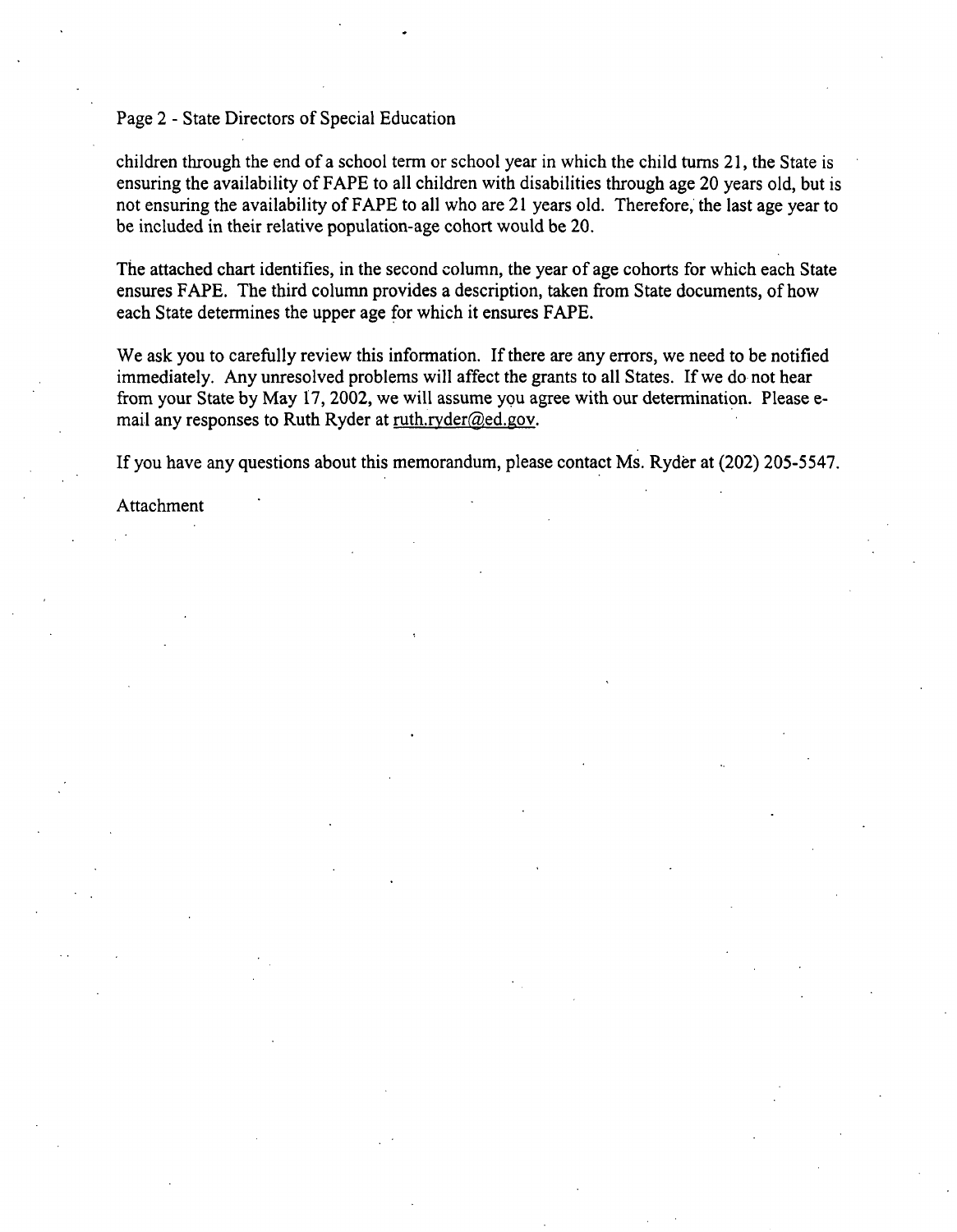children through the end of a school term or school year in which the child turns 21, the State is ensuring the availability of FAPE to all children with disabilities through age 20 years old, but is not ensuring the availability of FAPE to all who are 21 years old. Therefore, the last age year to be included in their relative population-age cohort would be 20.

The attached chart identifies, in the second column, the year of age cohorts for which each State ensures FAPE. The third column provides a description, taken from State documents, of how each State determines the upper age for which it ensures FAPE.

We ask you to carefully review this information. If there are any errors, we need to be notified immediately. Any unresolved problems will affect the grants to all States. If we do not hear from your State by May 17, 2002, we will assume you agree with our determination. Please e-mail any responses to Ruth Ryder at ruth.ryder@ed.gov.

If you have any questions about this memorandum, please contact Ms. Ryder at (202) 205-5547.

Attachment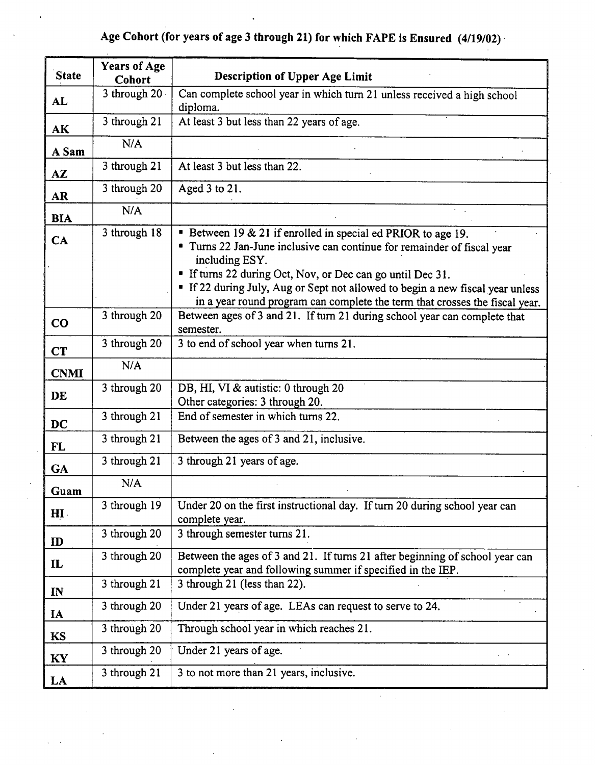## Age Cohort (for years of age 3 through 21) for which FAPE is Ensured (4/19/02)

| State | Years of Age Cohort | Description of Upper Age Limit |
|---|---|---|
| **AL** | 3 through 20 | Can complete school year in which turn 21 unless received a high school diploma. |
| **AK** | 3 through 21 | At least 3 but less than 22 years of age. |
| **A Sam** | N/A | |
| **AZ** | 3 through 21 | At least 3 but less than 22. |
| **AR** | 3 through 20 | Aged 3 to 21. |
| **BIA** | N/A | |
| **CA** | 3 through 18 | ▪ Between 19 & 21 if enrolled in special ed PRIOR to age 19.<br>▪ Turns 22 Jan-June inclusive can continue for remainder of fiscal year including ESY.<br>▪ If turns 22 during Oct, Nov, or Dec can go until Dec 31.<br>▪ If 22 during July, Aug or Sept not allowed to begin a new fiscal year unless in a year round program can complete the term that crosses the fiscal year. |
| **CO** | 3 through 20 | Between ages of 3 and 21. If turn 21 during school year can complete that semester. |
| **CT** | 3 through 20 | 3 to end of school year when turns 21. |
| **CNMI** | N/A | |
| **DE** | 3 through 20 | DB, HI, VI & autistic: 0 through 20<br>Other categories: 3 through 20. |
| **DC** | 3 through 21 | End of semester in which turns 22. |
| **FL** | 3 through 21 | Between the ages of 3 and 21, inclusive. |
| **GA** | 3 through 21 | 3 through 21 years of age. |
| **Guam** | N/A | |
| **HI** | 3 through 19 | Under 20 on the first instructional day. If turn 20 during school year can complete year. |
| **ID** | 3 through 20 | 3 through semester turns 21. |
| **IL** | 3 through 20 | Between the ages of 3 and 21. If turns 21 after beginning of school year can complete year and following summer if specified in the IEP. |
| **IN** | 3 through 21 | 3 through 21 (less than 22). |
| **IA** | 3 through 20 | Under 21 years of age. LEAs can request to serve to 24. |
| **KS** | 3 through 20 | Through school year in which reaches 21. |
| **KY** | 3 through 20 | Under 21 years of age. |
| **LA** | 3 through 21 | 3 to not more than 21 years, inclusive. |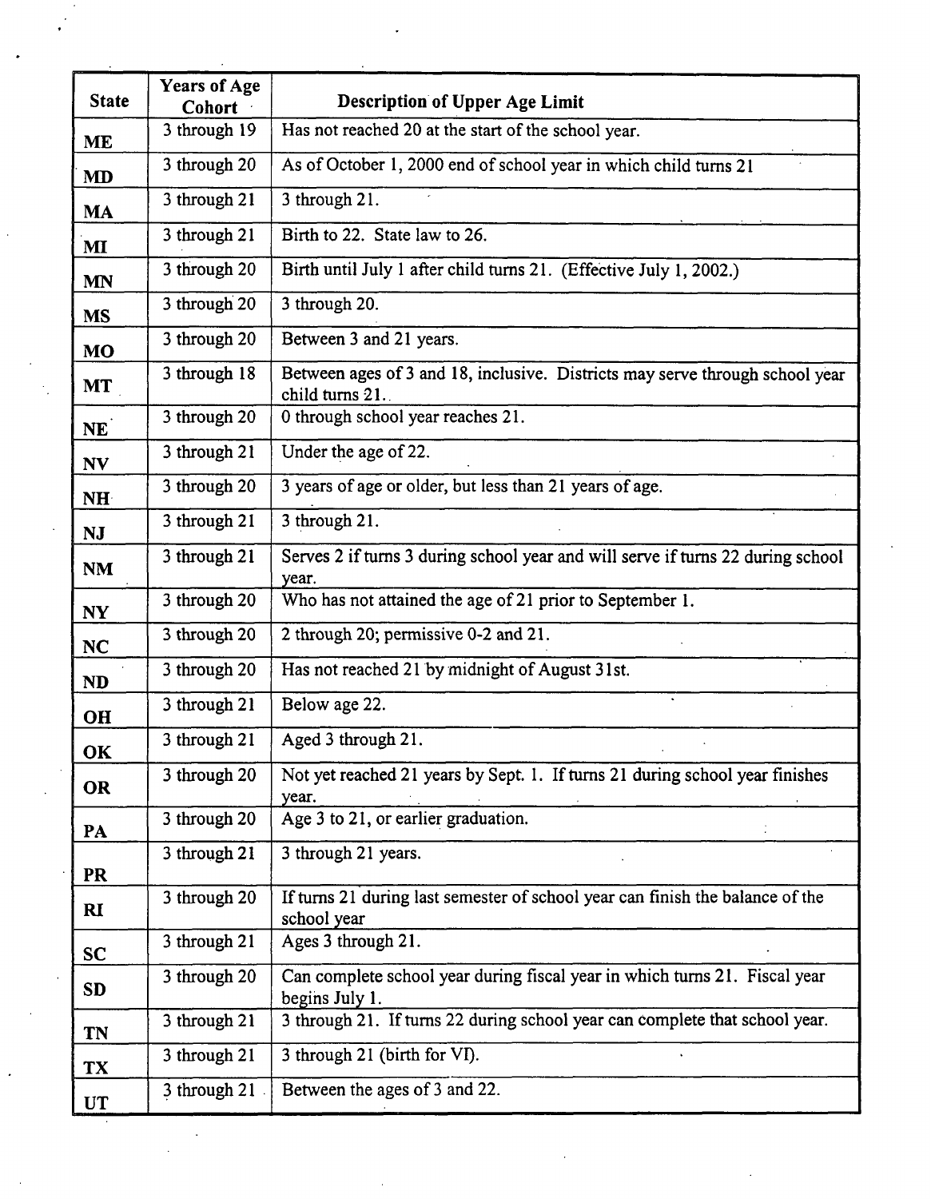| State | Years of Age Cohort | Description of Upper Age Limit |
| --- | --- | --- |
| ME | 3 through 19 | Has not reached 20 at the start of the school year. |
| MD | 3 through 20 | As of October 1, 2000 end of school year in which child turns 21 |
| MA | 3 through 21 | 3 through 21. |
| MI | 3 through 21 | Birth to 22. State law to 26. |
| MN | 3 through 20 | Birth until July 1 after child turns 21. (Effective July 1, 2002.) |
| MS | 3 through 20 | 3 through 20. |
| MO | 3 through 20 | Between 3 and 21 years. |
| MT | 3 through 18 | Between ages of 3 and 18, inclusive. Districts may serve through school year child turns 21. |
| NE | 3 through 20 | 0 through school year reaches 21. |
| NV | 3 through 21 | Under the age of 22. |
| NH | 3 through 20 | 3 years of age or older, but less than 21 years of age. |
| NJ | 3 through 21 | 3 through 21. |
| NM | 3 through 21 | Serves 2 if turns 3 during school year and will serve if turns 22 during school year. |
| NY | 3 through 20 | Who has not attained the age of 21 prior to September 1. |
| NC | 3 through 20 | 2 through 20; permissive 0-2 and 21. |
| ND | 3 through 20 | Has not reached 21 by midnight of August 31st. |
| OH | 3 through 21 | Below age 22. |
| OK | 3 through 21 | Aged 3 through 21. |
| OR | 3 through 20 | Not yet reached 21 years by Sept. 1. If turns 21 during school year finishes year. |
| PA | 3 through 20 | Age 3 to 21, or earlier graduation. |
| PR | 3 through 21 | 3 through 21 years. |
| RI | 3 through 20 | If turns 21 during last semester of school year can finish the balance of the school year |
| SC | 3 through 21 | Ages 3 through 21. |
| SD | 3 through 20 | Can complete school year during fiscal year in which turns 21. Fiscal year begins July 1. |
| TN | 3 through 21 | 3 through 21. If turns 22 during school year can complete that school year. |
| TX | 3 through 21 | 3 through 21 (birth for VI). |
| UT | 3 through 21 | Between the ages of 3 and 22. |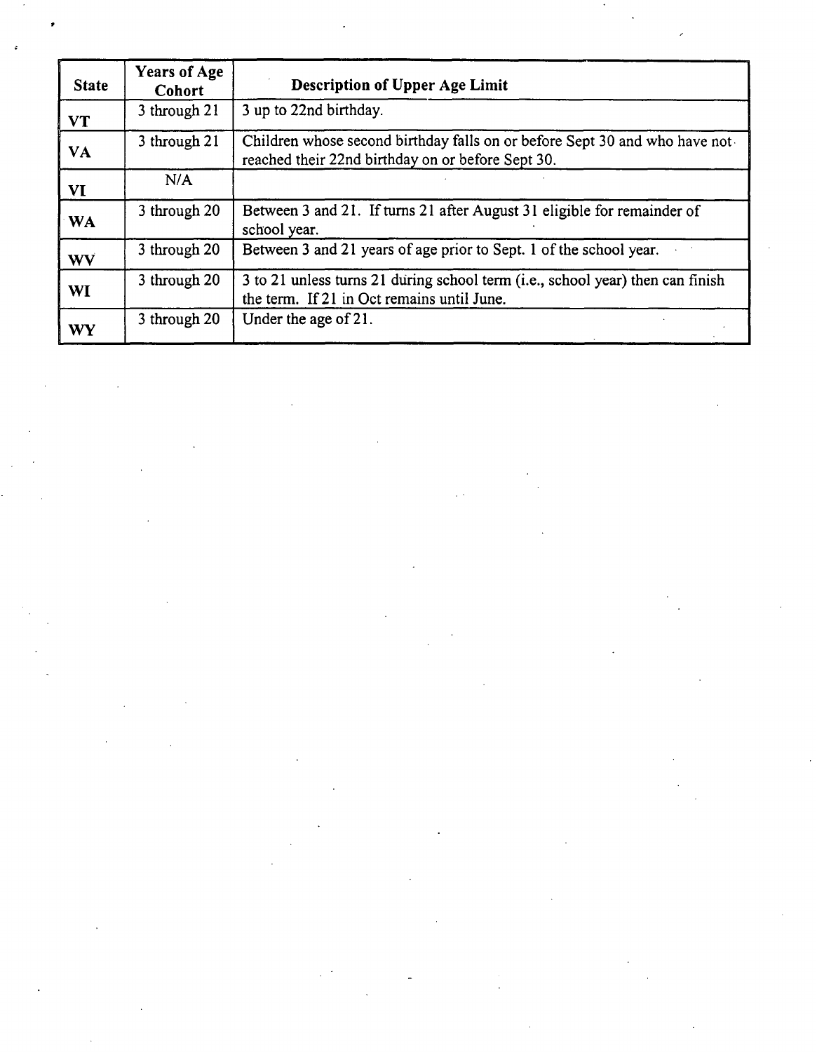| State | Years of Age Cohort | Description of Upper Age Limit |
| --- | --- | --- |
| VT | 3 through 21 | 3 up to 22nd birthday. |
| VA | 3 through 21 | Children whose second birthday falls on or before Sept 30 and who have not reached their 22nd birthday on or before Sept 30. |
| VI | N/A | |
| WA | 3 through 20 | Between 3 and 21. If turns 21 after August 31 eligible for remainder of school year. |
| WV | 3 through 20 | Between 3 and 21 years of age prior to Sept. 1 of the school year. |
| WI | 3 through 20 | 3 to 21 unless turns 21 during school term (i.e., school year) then can finish the term. If 21 in Oct remains until June. |
| WY | 3 through 20 | Under the age of 21. |